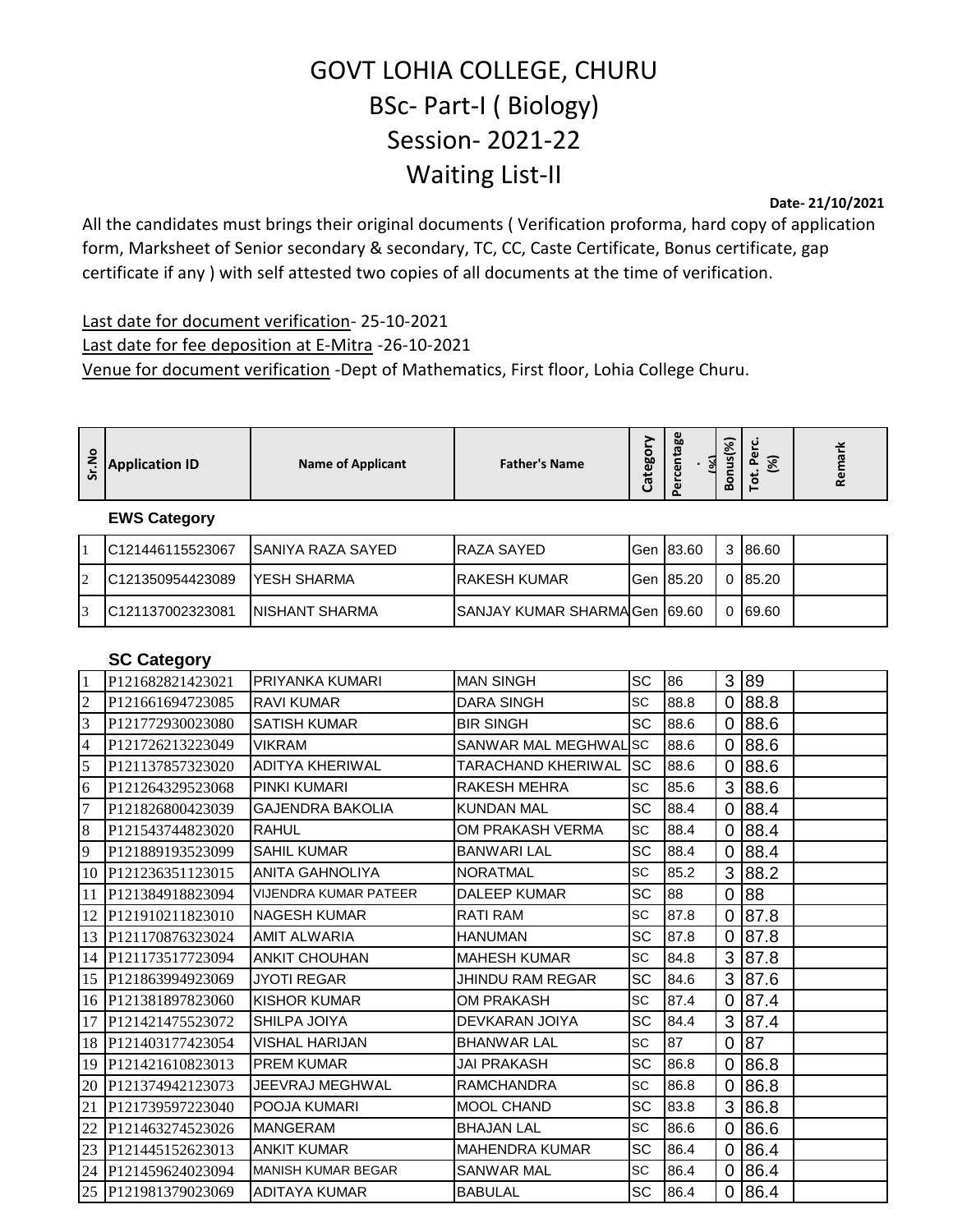# GOVT LOHIA COLLEGE, CHURU
## BSc- Part-I ( Biology)
## Session- 2021-22
## Waiting List-II

**Date- 21/10/2021**

All the candidates must brings their original documents ( Verification proforma, hard copy of application form, Marksheet of Senior secondary & secondary, TC, CC, Caste Certificate, Bonus certificate, gap certificate if any ) with self attested two copies of all documents at the time of verification.

Last date for document verification- 25-10-2021

Last date for fee deposition at E-Mitra -26-10-2021

Venue for document verification -Dept of Mathematics, First floor, Lohia College Churu.

| Sr.No | Application ID | Name of Applicant | Father's Name | Category | Percentage. (%) | Bonus(%) | Tot. Perc. (%) | Remark |
|---|---|---|---|---|---|---|---|---|
| **EWS Category** | | | | | | | | |
| 1 | C121446115523067 | SANIYA RAZA SAYED | RAZA SAYED | Gen | 83.60 | 3 | 86.60 | |
| 2 | C121350954423089 | YESH SHARMA | RAKESH KUMAR | Gen | 85.20 | 0 | 85.20 | |
| 3 | C121137002323081 | NISHANT SHARMA | SANJAY KUMAR SHARMA | Gen | 69.60 | 0 | 69.60 | |
| **SC Category** | | | | | | | | |
| 1 | P121682821423021 | PRIYANKA KUMARI | MAN SINGH | SC | 86 | 3 | 89 | |
| 2 | P121661694723085 | RAVI KUMAR | DARA SINGH | SC | 88.8 | 0 | 88.8 | |
| 3 | P121772930023080 | SATISH KUMAR | BIR SINGH | SC | 88.6 | 0 | 88.6 | |
| 4 | P121726213223049 | VIKRAM | SANWAR MAL MEGHWAL | SC | 88.6 | 0 | 88.6 | |
| 5 | P121137857323020 | ADITYA KHERIWAL | TARACHAND KHERIWAL | SC | 88.6 | 0 | 88.6 | |
| 6 | P121264329523068 | PINKI KUMARI | RAKESH MEHRA | SC | 85.6 | 3 | 88.6 | |
| 7 | P121826800423039 | GAJENDRA BAKOLIA | KUNDAN MAL | SC | 88.4 | 0 | 88.4 | |
| 8 | P121543744823020 | RAHUL | OM PRAKASH VERMA | SC | 88.4 | 0 | 88.4 | |
| 9 | P121889193523099 | SAHIL KUMAR | BANWARI LAL | SC | 88.4 | 0 | 88.4 | |
| 10 | P121236351123015 | ANITA GAHNOLIYA | NORATMAL | SC | 85.2 | 3 | 88.2 | |
| 11 | P121384918823094 | VIJENDRA KUMAR PATEER | DALEEP KUMAR | SC | 88 | 0 | 88 | |
| 12 | P121910211823010 | NAGESH KUMAR | RATI RAM | SC | 87.8 | 0 | 87.8 | |
| 13 | P121170876323024 | AMIT ALWARIA | HANUMAN | SC | 87.8 | 0 | 87.8 | |
| 14 | P121173517723094 | ANKIT CHOUHAN | MAHESH KUMAR | SC | 84.8 | 3 | 87.8 | |
| 15 | P121863994923069 | JYOTI REGAR | JHINDU RAM REGAR | SC | 84.6 | 3 | 87.6 | |
| 16 | P121381897823060 | KISHOR KUMAR | OM PRAKASH | SC | 87.4 | 0 | 87.4 | |
| 17 | P121421475523072 | SHILPA JOIYA | DEVKARAN JOIYA | SC | 84.4 | 3 | 87.4 | |
| 18 | P121403177423054 | VISHAL HARIJAN | BHANWAR LAL | SC | 87 | 0 | 87 | |
| 19 | P121421610823013 | PREM KUMAR | JAI PRAKASH | SC | 86.8 | 0 | 86.8 | |
| 20 | P121374942123073 | JEEVRAJ MEGHWAL | RAMCHANDRA | SC | 86.8 | 0 | 86.8 | |
| 21 | P121739597223040 | POOJA KUMARI | MOOL CHAND | SC | 83.8 | 3 | 86.8 | |
| 22 | P121463274523026 | MANGERAM | BHAJAN LAL | SC | 86.6 | 0 | 86.6 | |
| 23 | P121445152623013 | ANKIT KUMAR | MAHENDRA KUMAR | SC | 86.4 | 0 | 86.4 | |
| 24 | P121459624023094 | MANISH KUMAR BEGAR | SANWAR MAL | SC | 86.4 | 0 | 86.4 | |
| 25 | P121981379023069 | ADITAYA KUMAR | BABULAL | SC | 86.4 | 0 | 86.4 | |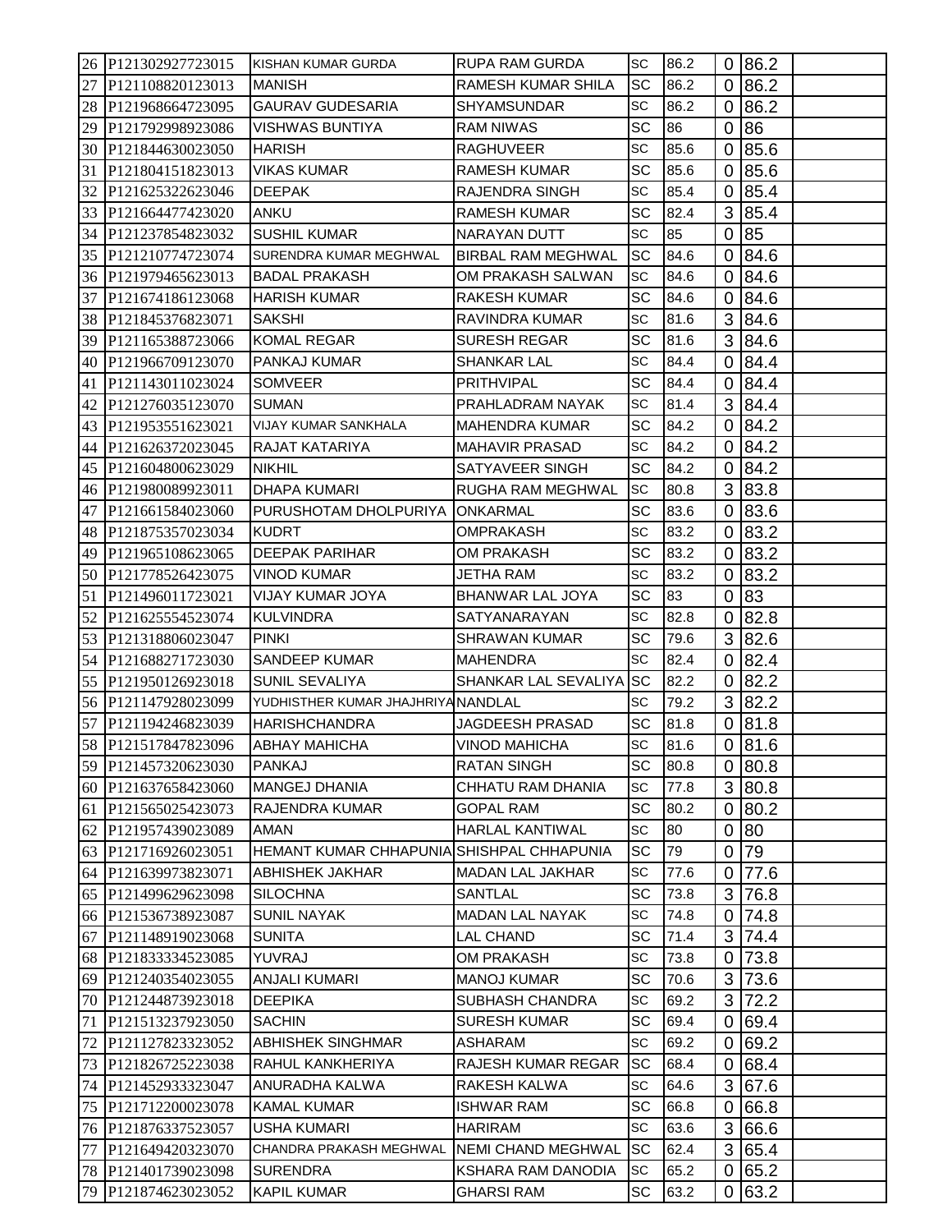| | | | | | | | | |
|---|---|---|---|---|---|---|---|---|
| 26 | P121302927723015 | KISHAN KUMAR GURDA | RUPA RAM GURDA | SC | 86.2 | 0 | 86.2 | |
| 27 | P121108820123013 | MANISH | RAMESH KUMAR SHILA | SC | 86.2 | 0 | 86.2 | |
| 28 | P121968664723095 | GAURAV GUDESARIA | SHYAMSUNDAR | SC | 86.2 | 0 | 86.2 | |
| 29 | P121792998923086 | VISHWAS BUNTIYA | RAM NIWAS | SC | 86 | 0 | 86 | |
| 30 | P121844630023050 | HARISH | RAGHUVEER | SC | 85.6 | 0 | 85.6 | |
| 31 | P121804151823013 | VIKAS KUMAR | RAMESH KUMAR | SC | 85.6 | 0 | 85.6 | |
| 32 | P121625322623046 | DEEPAK | RAJENDRA SINGH | SC | 85.4 | 0 | 85.4 | |
| 33 | P121664477423020 | ANKU | RAMESH KUMAR | SC | 82.4 | 3 | 85.4 | |
| 34 | P121237854823032 | SUSHIL KUMAR | NARAYAN DUTT | SC | 85 | 0 | 85 | |
| 35 | P121210774723074 | SURENDRA KUMAR MEGHWAL | BIRBAL RAM MEGHWAL | SC | 84.6 | 0 | 84.6 | |
| 36 | P121979465623013 | BADAL PRAKASH | OM PRAKASH SALWAN | SC | 84.6 | 0 | 84.6 | |
| 37 | P121674186123068 | HARISH KUMAR | RAKESH KUMAR | SC | 84.6 | 0 | 84.6 | |
| 38 | P121845376823071 | SAKSHI | RAVINDRA KUMAR | SC | 81.6 | 3 | 84.6 | |
| 39 | P121165388723066 | KOMAL REGAR | SURESH REGAR | SC | 81.6 | 3 | 84.6 | |
| 40 | P121966709123070 | PANKAJ KUMAR | SHANKAR LAL | SC | 84.4 | 0 | 84.4 | |
| 41 | P121143011023024 | SOMVEER | PRITHVIPAL | SC | 84.4 | 0 | 84.4 | |
| 42 | P121276035123070 | SUMAN | PRAHLADRAM NAYAK | SC | 81.4 | 3 | 84.4 | |
| 43 | P121953551623021 | VIJAY KUMAR SANKHALA | MAHENDRA KUMAR | SC | 84.2 | 0 | 84.2 | |
| 44 | P121626372023045 | RAJAT KATARIYA | MAHAVIR PRASAD | SC | 84.2 | 0 | 84.2 | |
| 45 | P121604800623029 | NIKHIL | SATYAVEER SINGH | SC | 84.2 | 0 | 84.2 | |
| 46 | P121980089923011 | DHAPA KUMARI | RUGHA RAM MEGHWAL | SC | 80.8 | 3 | 83.8 | |
| 47 | P121661584023060 | PURUSHOTAM DHOLPURIYA | ONKARMAL | SC | 83.6 | 0 | 83.6 | |
| 48 | P121875357023034 | KUDRT | OMPRAKASH | SC | 83.2 | 0 | 83.2 | |
| 49 | P121965108623065 | DEEPAK PARIHAR | OM PRAKASH | SC | 83.2 | 0 | 83.2 | |
| 50 | P121778526423075 | VINOD KUMAR | JETHA RAM | SC | 83.2 | 0 | 83.2 | |
| 51 | P121496011723021 | VIJAY KUMAR JOYA | BHANWAR LAL JOYA | SC | 83 | 0 | 83 | |
| 52 | P121625554523074 | KULVINDRA | SATYANARAYAN | SC | 82.8 | 0 | 82.8 | |
| 53 | P121318806023047 | PINKI | SHRAWAN KUMAR | SC | 79.6 | 3 | 82.6 | |
| 54 | P121688271723030 | SANDEEP KUMAR | MAHENDRA | SC | 82.4 | 0 | 82.4 | |
| 55 | P121950126923018 | SUNIL SEVALIYA | SHANKAR LAL SEVALIYA | SC | 82.2 | 0 | 82.2 | |
| 56 | P121147928023099 | YUDHISTHER KUMAR JHAJHRIYA | NANDLAL | SC | 79.2 | 3 | 82.2 | |
| 57 | P121194246823039 | HARISHCHANDRA | JAGDEESH PRASAD | SC | 81.8 | 0 | 81.8 | |
| 58 | P121517847823096 | ABHAY MAHICHA | VINOD MAHICHA | SC | 81.6 | 0 | 81.6 | |
| 59 | P121457320623030 | PANKAJ | RATAN SINGH | SC | 80.8 | 0 | 80.8 | |
| 60 | P121637658423060 | MANGEJ DHANIA | CHHATU RAM DHANIA | SC | 77.8 | 3 | 80.8 | |
| 61 | P121565025423073 | RAJENDRA KUMAR | GOPAL RAM | SC | 80.2 | 0 | 80.2 | |
| 62 | P121957439023089 | AMAN | HARLAL KANTIWAL | SC | 80 | 0 | 80 | |
| 63 | P121716926023051 | HEMANT KUMAR CHHAPUNIA | SHISHPAL CHHAPUNIA | SC | 79 | 0 | 79 | |
| 64 | P121639973823071 | ABHISHEK JAKHAR | MADAN LAL JAKHAR | SC | 77.6 | 0 | 77.6 | |
| 65 | P121499629623098 | SILOCHNA | SANTLAL | SC | 73.8 | 3 | 76.8 | |
| 66 | P121536738923087 | SUNIL NAYAK | MADAN LAL NAYAK | SC | 74.8 | 0 | 74.8 | |
| 67 | P121148919023068 | SUNITA | LAL CHAND | SC | 71.4 | 3 | 74.4 | |
| 68 | P121833334523085 | YUVRAJ | OM PRAKASH | SC | 73.8 | 0 | 73.8 | |
| 69 | P121240354023055 | ANJALI KUMARI | MANOJ KUMAR | SC | 70.6 | 3 | 73.6 | |
| 70 | P121244873923018 | DEEPIKA | SUBHASH CHANDRA | SC | 69.2 | 3 | 72.2 | |
| 71 | P121513237923050 | SACHIN | SURESH KUMAR | SC | 69.4 | 0 | 69.4 | |
| 72 | P121127823323052 | ABHISHEK SINGHMAR | ASHARAM | SC | 69.2 | 0 | 69.2 | |
| 73 | P121826725223038 | RAHUL KANKHERIYA | RAJESH KUMAR REGAR | SC | 68.4 | 0 | 68.4 | |
| 74 | P121452933323047 | ANURADHA KALWA | RAKESH KALWA | SC | 64.6 | 3 | 67.6 | |
| 75 | P121712200023078 | KAMAL KUMAR | ISHWAR RAM | SC | 66.8 | 0 | 66.8 | |
| 76 | P121876337523057 | USHA KUMARI | HARIRAM | SC | 63.6 | 3 | 66.6 | |
| 77 | P121649420323070 | CHANDRA PRAKASH MEGHWAL | NEMI CHAND MEGHWAL | SC | 62.4 | 3 | 65.4 | |
| 78 | P121401739023098 | SURENDRA | KSHARA RAM DANODIA | SC | 65.2 | 0 | 65.2 | |
| 79 | P121874623023052 | KAPIL KUMAR | GHARSI RAM | SC | 63.2 | 0 | 63.2 | |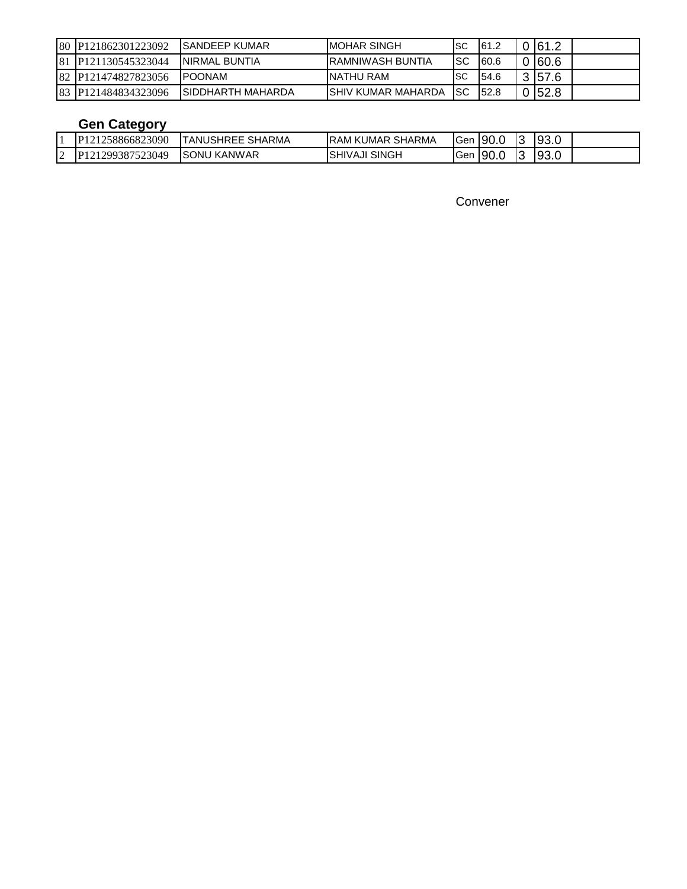| | | | | | | | | |
|---|---|---|---|---|---|---|---|---|
| 80 | P121862301223092 | SANDEEP KUMAR | MOHAR SINGH | SC | 61.2 | 0 | 61.2 | |
| 81 | P121130545323044 | NIRMAL BUNTIA | RAMNIWASH BUNTIA | SC | 60.6 | 0 | 60.6 | |
| 82 | P121474827823056 | POONAM | NATHU RAM | SC | 54.6 | 3 | 57.6 | |
| 83 | P121484834323096 | SIDDHARTH MAHARDA | SHIV KUMAR MAHARDA | SC | 52.8 | 0 | 52.8 | |

## Gen Category

| | | | | | | | | |
|---|---|---|---|---|---|---|---|---|
| 1 | P121258866823090 | TANUSHREE SHARMA | RAM KUMAR SHARMA | Gen | 90.0 | 3 | 93.0 | |
| 2 | P121299387523049 | SONU KANWAR | SHIVAJI SINGH | Gen | 90.0 | 3 | 93.0 | |

Convener